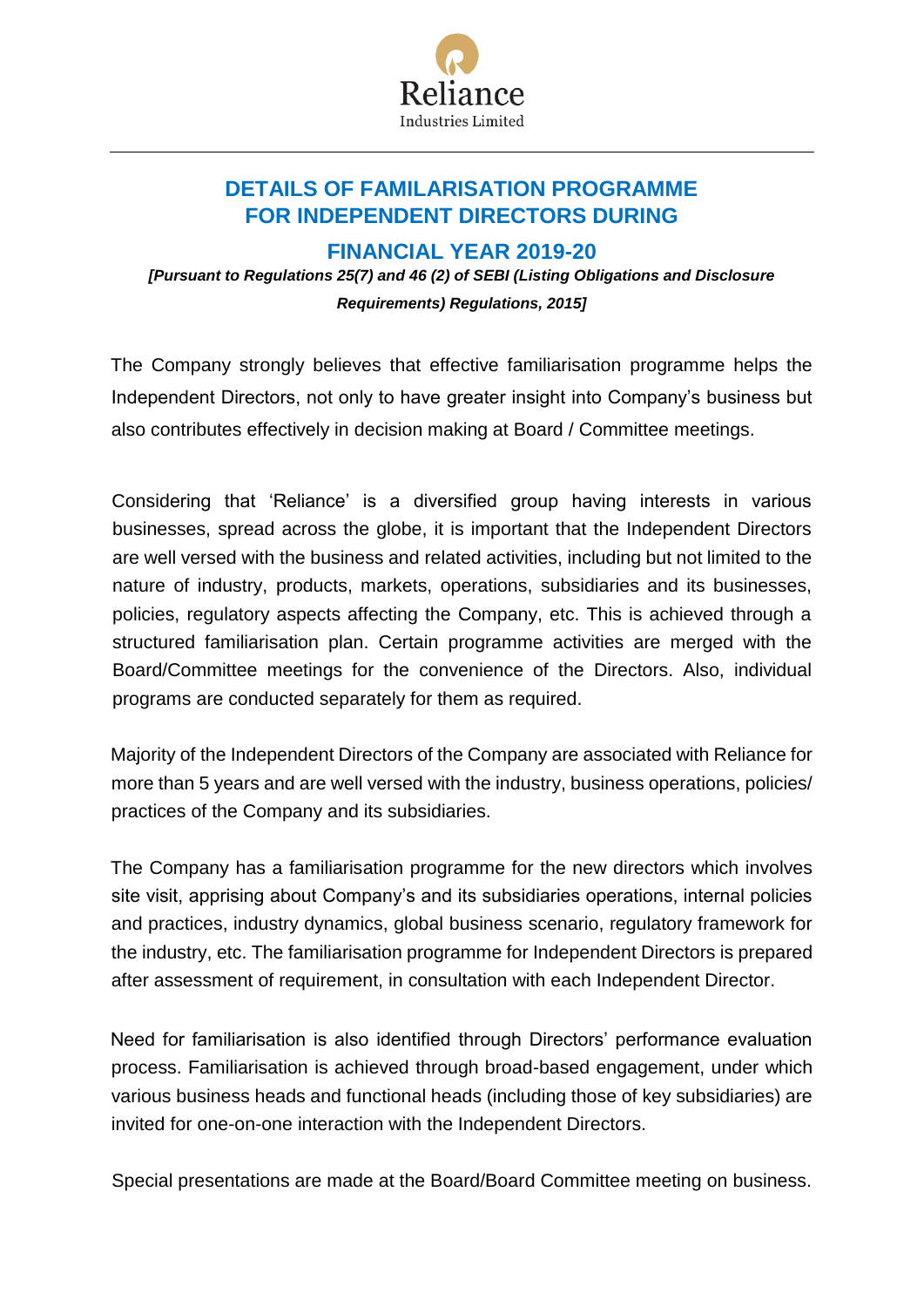Reliance
Industries Limited

# DETAILS OF FAMILARISATION PROGRAMME FOR INDEPENDENT DIRECTORS DURING FINANCIAL YEAR 2019-20

***[Pursuant to Regulations 25(7) and 46 (2) of SEBI (Listing Obligations and Disclosure Requirements) Regulations, 2015]***

The Company strongly believes that effective familiarisation programme helps the Independent Directors, not only to have greater insight into Company's business but also contributes effectively in decision making at Board / Committee meetings.

Considering that 'Reliance' is a diversified group having interests in various businesses, spread across the globe, it is important that the Independent Directors are well versed with the business and related activities, including but not limited to the nature of industry, products, markets, operations, subsidiaries and its businesses, policies, regulatory aspects affecting the Company, etc. This is achieved through a structured familiarisation plan. Certain programme activities are merged with the Board/Committee meetings for the convenience of the Directors. Also, individual programs are conducted separately for them as required.

Majority of the Independent Directors of the Company are associated with Reliance for more than 5 years and are well versed with the industry, business operations, policies/ practices of the Company and its subsidiaries.

The Company has a familiarisation programme for the new directors which involves site visit, apprising about Company's and its subsidiaries operations, internal policies and practices, industry dynamics, global business scenario, regulatory framework for the industry, etc. The familiarisation programme for Independent Directors is prepared after assessment of requirement, in consultation with each Independent Director.

Need for familiarisation is also identified through Directors' performance evaluation process. Familiarisation is achieved through broad-based engagement, under which various business heads and functional heads (including those of key subsidiaries) are invited for one-on-one interaction with the Independent Directors.

Special presentations are made at the Board/Board Committee meeting on business.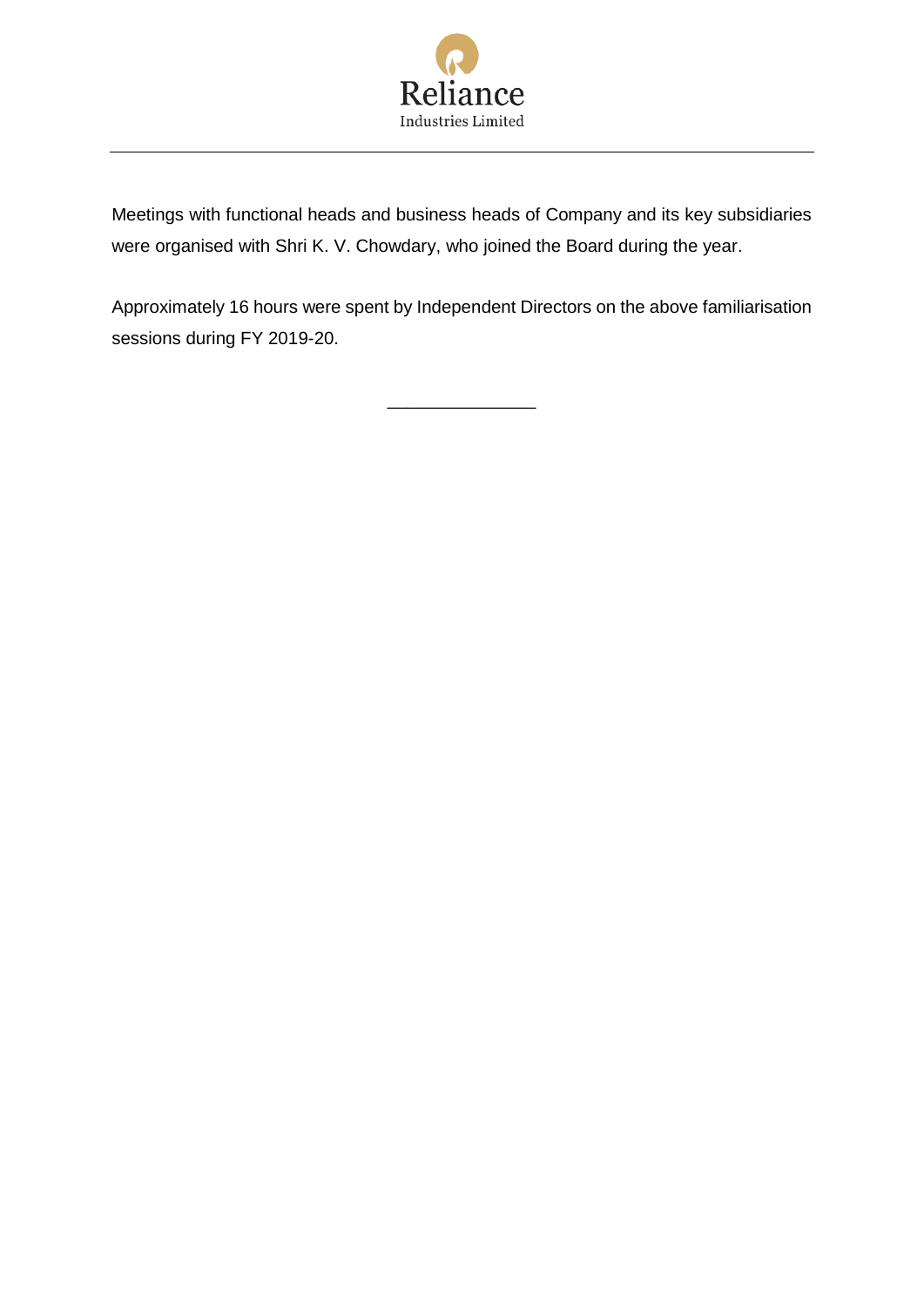Meetings with functional heads and business heads of Company and its key subsidiaries were organised with Shri K. V. Chowdary, who joined the Board during the year.

Approximately 16 hours were spent by Independent Directors on the above familiarisation sessions during FY 2019-20.

---